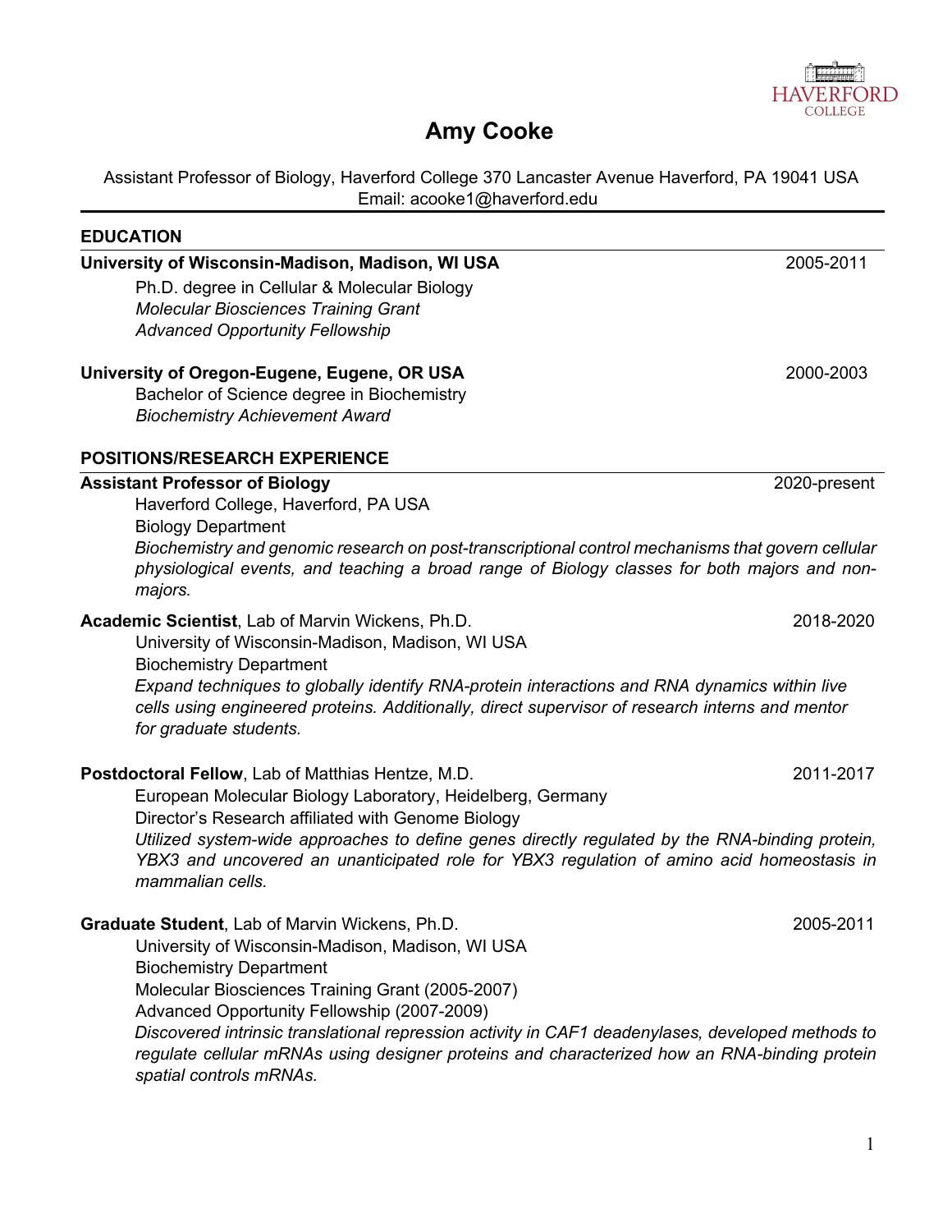# Amy Cooke

Assistant Professor of Biology, Haverford College 370 Lancaster Avenue Haverford, PA 19041 USA
Email: acooke1@haverford.edu

## EDUCATION

**University of Wisconsin-Madison, Madison, WI USA** 2005-2011

Ph.D. degree in Cellular & Molecular Biology
*Molecular Biosciences Training Grant*
*Advanced Opportunity Fellowship*

**University of Oregon-Eugene, Eugene, OR USA** 2000-2003

Bachelor of Science degree in Biochemistry
*Biochemistry Achievement Award*

## POSITIONS/RESEARCH EXPERIENCE

**Assistant Professor of Biology** 2020-present

Haverford College, Haverford, PA USA
Biology Department
*Biochemistry and genomic research on post-transcriptional control mechanisms that govern cellular physiological events, and teaching a broad range of Biology classes for both majors and non-majors.*

**Academic Scientist**, Lab of Marvin Wickens, Ph.D. 2018-2020

University of Wisconsin-Madison, Madison, WI USA
Biochemistry Department
*Expand techniques to globally identify RNA-protein interactions and RNA dynamics within live cells using engineered proteins. Additionally, direct supervisor of research interns and mentor for graduate students.*

**Postdoctoral Fellow**, Lab of Matthias Hentze, M.D. 2011-2017

European Molecular Biology Laboratory, Heidelberg, Germany
Director's Research affiliated with Genome Biology
*Utilized system-wide approaches to define genes directly regulated by the RNA-binding protein, YBX3 and uncovered an unanticipated role for YBX3 regulation of amino acid homeostasis in mammalian cells.*

**Graduate Student**, Lab of Marvin Wickens, Ph.D. 2005-2011

University of Wisconsin-Madison, Madison, WI USA
Biochemistry Department
Molecular Biosciences Training Grant (2005-2007)
Advanced Opportunity Fellowship (2007-2009)
*Discovered intrinsic translational repression activity in CAF1 deadenylases, developed methods to regulate cellular mRNAs using designer proteins and characterized how an RNA-binding protein spatial controls mRNAs.*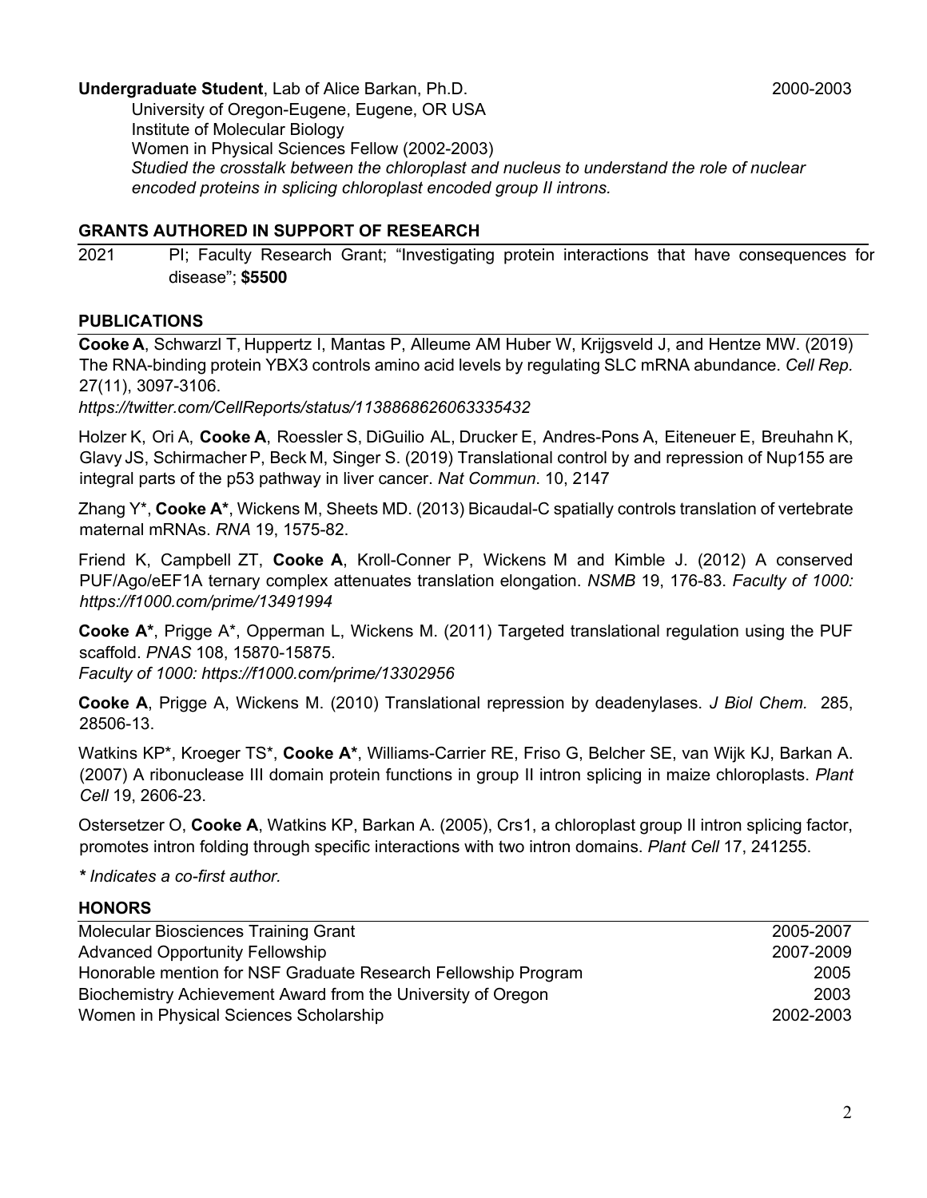**Undergraduate Student**, Lab of Alice Barkan, Ph.D. 2000-2003

University of Oregon-Eugene, Eugene, OR USA
Institute of Molecular Biology
Women in Physical Sciences Fellow (2002-2003)
*Studied the crosstalk between the chloroplast and nucleus to understand the role of nuclear encoded proteins in splicing chloroplast encoded group II introns.*

## GRANTS AUTHORED IN SUPPORT OF RESEARCH

2021 PI; Faculty Research Grant; "Investigating protein interactions that have consequences for disease"; **$5500**

## PUBLICATIONS

**Cooke A**, Schwarzl T, Huppertz I, Mantas P, Alleume AM Huber W, Krijgsveld J, and Hentze MW. (2019) The RNA-binding protein YBX3 controls amino acid levels by regulating SLC mRNA abundance. *Cell Rep.* 27(11), 3097-3106.
*https://twitter.com/CellReports/status/1138868626063335432*

Holzer K, Ori A, **Cooke A**, Roessler S, DiGuilio AL, Drucker E, Andres-Pons A, Eiteneuer E, Breuhahn K, Glavy JS, Schirmacher P, Beck M, Singer S. (2019) Translational control by and repression of Nup155 are integral parts of the p53 pathway in liver cancer. *Nat Commun.* 10, 2147

Zhang Y*, **Cooke A***, Wickens M, Sheets MD. (2013) Bicaudal-C spatially controls translation of vertebrate maternal mRNAs. *RNA* 19, 1575-82.

Friend K, Campbell ZT, **Cooke A**, Kroll-Conner P, Wickens M and Kimble J. (2012) A conserved PUF/Ago/eEF1A ternary complex attenuates translation elongation. *NSMB* 19, 176-83. *Faculty of 1000: https://f1000.com/prime/13491994*

**Cooke A***, Prigge A*, Opperman L, Wickens M. (2011) Targeted translational regulation using the PUF scaffold. *PNAS* 108, 15870-15875.
*Faculty of 1000: https://f1000.com/prime/13302956*

**Cooke A**, Prigge A, Wickens M. (2010) Translational repression by deadenylases. *J Biol Chem.* 285, 28506-13.

Watkins KP*, Kroeger TS*, **Cooke A***, Williams-Carrier RE, Friso G, Belcher SE, van Wijk KJ, Barkan A. (2007) A ribonuclease III domain protein functions in group II intron splicing in maize chloroplasts. *Plant Cell* 19, 2606-23.

Ostersetzer O, **Cooke A**, Watkins KP, Barkan A. (2005), Crs1, a chloroplast group II intron splicing factor, promotes intron folding through specific interactions with two intron domains. *Plant Cell* 17, 241255.

*\* Indicates a co-first author.*

## HONORS

| | |
|---|---|
| Molecular Biosciences Training Grant | 2005-2007 |
| Advanced Opportunity Fellowship | 2007-2009 |
| Honorable mention for NSF Graduate Research Fellowship Program | 2005 |
| Biochemistry Achievement Award from the University of Oregon | 2003 |
| Women in Physical Sciences Scholarship | 2002-2003 |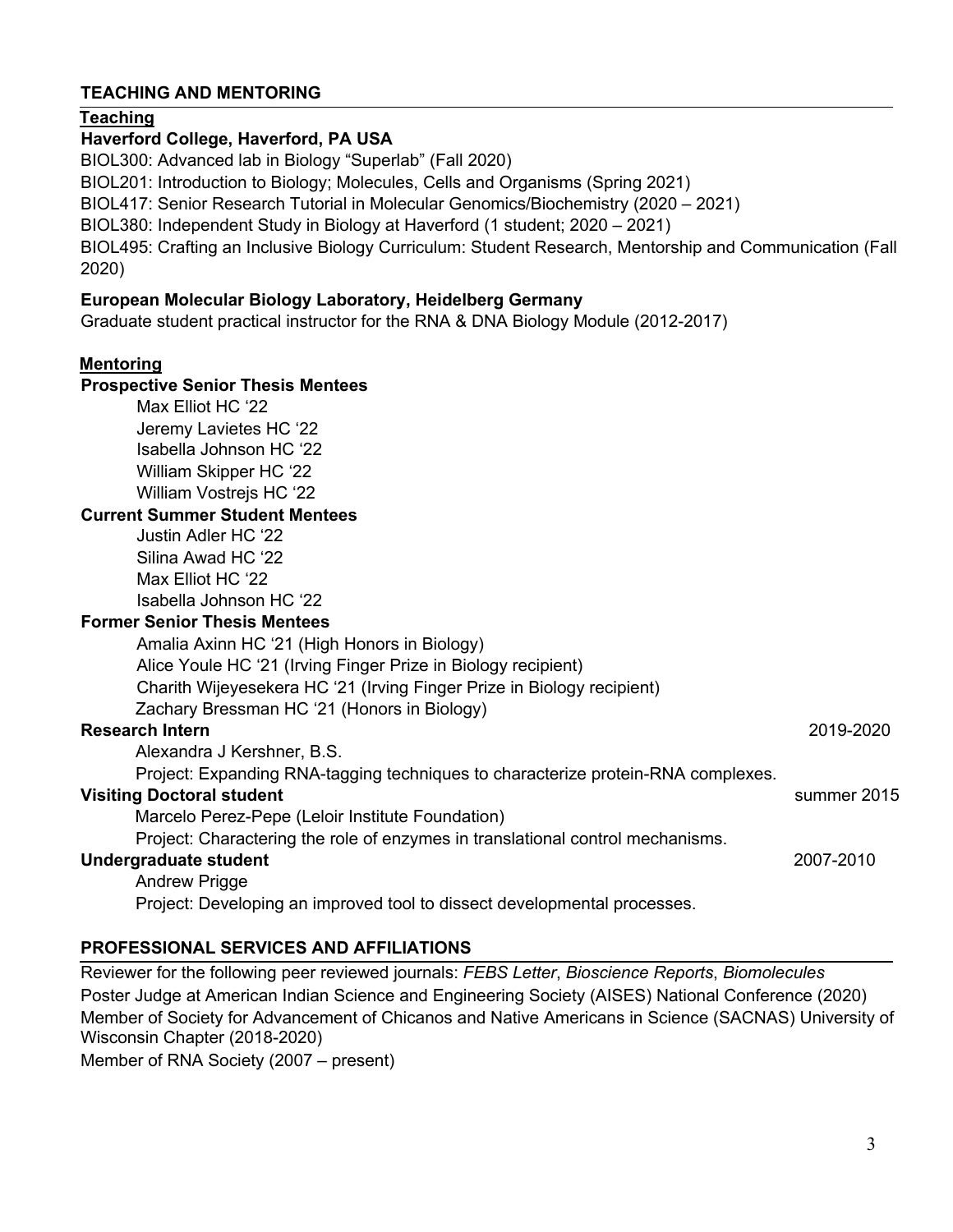## TEACHING AND MENTORING

### Teaching

**Haverford College, Haverford, PA USA**

BIOL300: Advanced lab in Biology "Superlab" (Fall 2020)
BIOL201: Introduction to Biology; Molecules, Cells and Organisms (Spring 2021)
BIOL417: Senior Research Tutorial in Molecular Genomics/Biochemistry (2020 – 2021)
BIOL380: Independent Study in Biology at Haverford (1 student; 2020 – 2021)
BIOL495: Crafting an Inclusive Biology Curriculum: Student Research, Mentorship and Communication (Fall 2020)

**European Molecular Biology Laboratory, Heidelberg Germany**

Graduate student practical instructor for the RNA & DNA Biology Module (2012-2017)

### Mentoring

**Prospective Senior Thesis Mentees**

- Max Elliot HC '22
- Jeremy Lavietes HC '22
- Isabella Johnson HC '22
- William Skipper HC '22
- William Vostrejs HC '22

**Current Summer Student Mentees**

- Justin Adler HC '22
- Silina Awad HC '22
- Max Elliot HC '22
- Isabella Johnson HC '22

**Former Senior Thesis Mentees**

- Amalia Axinn HC '21 (High Honors in Biology)
- Alice Youle HC '21 (Irving Finger Prize in Biology recipient)
- Charith Wijeyesekera HC '21 (Irving Finger Prize in Biology recipient)
- Zachary Bressman HC '21 (Honors in Biology)

**Research Intern** 2019-2020

Alexandra J Kershner, B.S.
Project: Expanding RNA-tagging techniques to characterize protein-RNA complexes.

**Visiting Doctoral student** summer 2015

Marcelo Perez-Pepe (Leloir Institute Foundation)
Project: Charactering the role of enzymes in translational control mechanisms.

**Undergraduate student** 2007-2010

Andrew Prigge
Project: Developing an improved tool to dissect developmental processes.

## PROFESSIONAL SERVICES AND AFFILIATIONS

Reviewer for the following peer reviewed journals: *FEBS Letter*, *Bioscience Reports*, *Biomolecules*
Poster Judge at American Indian Science and Engineering Society (AISES) National Conference (2020)
Member of Society for Advancement of Chicanos and Native Americans in Science (SACNAS) University of Wisconsin Chapter (2018-2020)
Member of RNA Society (2007 – present)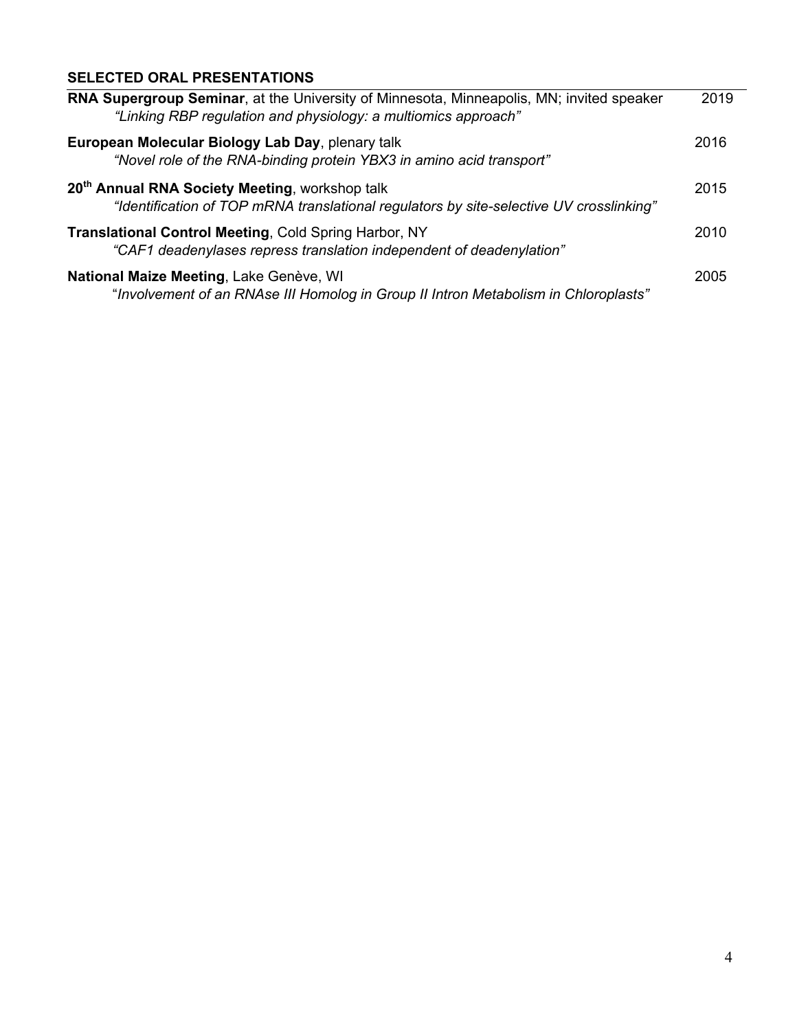### SELECTED ORAL PRESENTATIONS

**RNA Supergroup Seminar**, at the University of Minnesota, Minneapolis, MN; invited speaker — 2019
*"Linking RBP regulation and physiology: a multiomics approach"*

**European Molecular Biology Lab Day**, plenary talk — 2016
*"Novel role of the RNA-binding protein YBX3 in amino acid transport"*

**20th Annual RNA Society Meeting**, workshop talk — 2015
*"Identification of TOP mRNA translational regulators by site-selective UV crosslinking"*

**Translational Control Meeting**, Cold Spring Harbor, NY — 2010
*"CAF1 deadenylases repress translation independent of deadenylation"*

**National Maize Meeting**, Lake Genève, WI — 2005
"*Involvement of an RNAse III Homolog in Group II Intron Metabolism in Chloroplasts"*